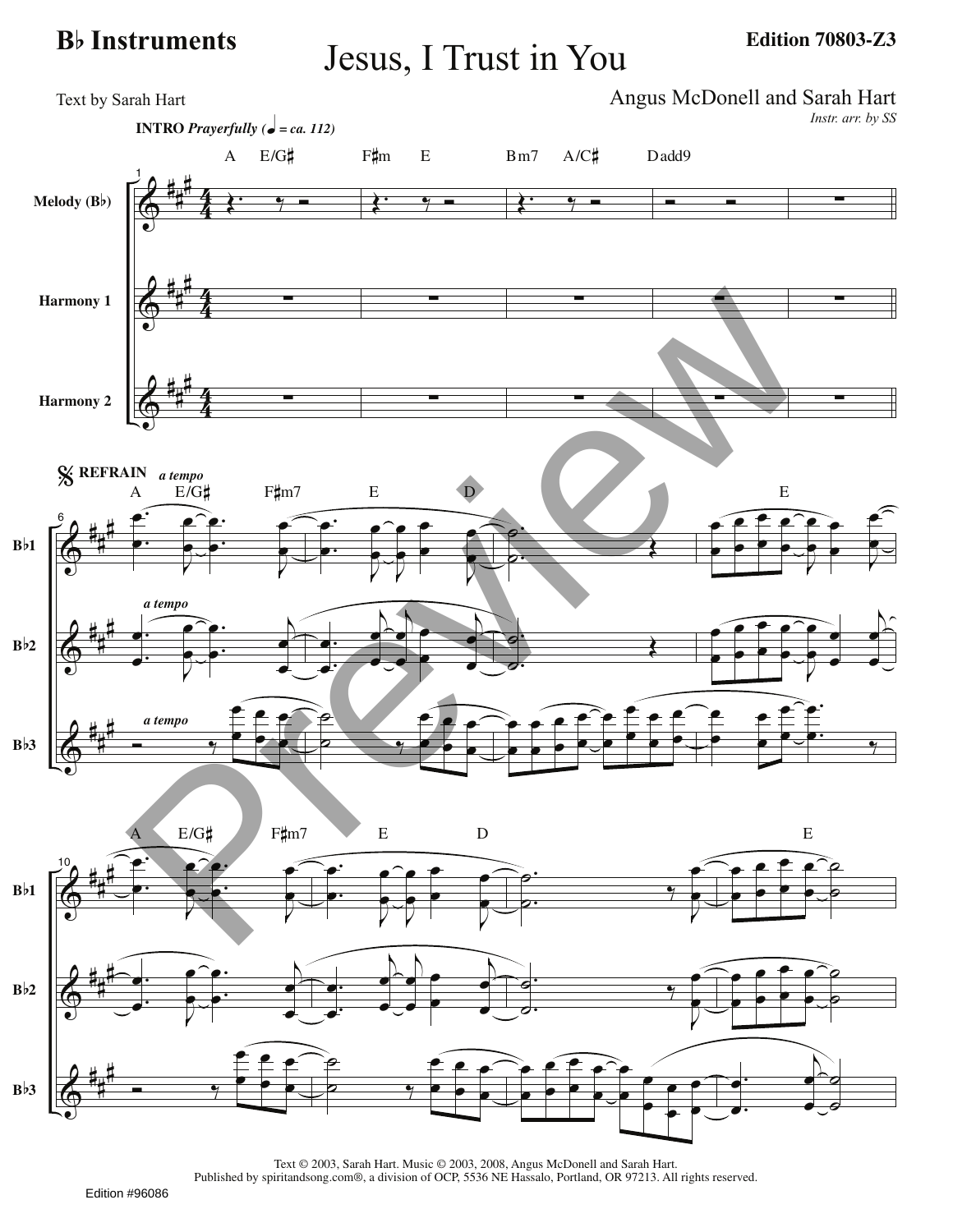**B♭ Instruments**

# Jesus, I Trust in You

**Edition 70803-Z3**

Text by Sarah Hart

Angus McDonell and Sarah Hart

*Instr. arr. by SS*

**INTRO** *Prayerfully (♩ = ca. 112)*

A E/G♯ F♯m E Bm7 A/C♯ Dadd9

Melody (B♭)

Harmony 1

Harmony 2

𝄋 **REFRAIN** *a tempo*

A E/G♯ F♯m7 E D E

B♭1

B♭2

B♭3

A E/G♯ F♯m7 E D E

Text © 2003, Sarah Hart. Music © 2003, 2008, Angus McDonell and Sarah Hart.
Published by spiritandsong.com®, a division of OCP, 5536 NE Hassalo, Portland, OR 97213. All rights reserved.

Edition #96086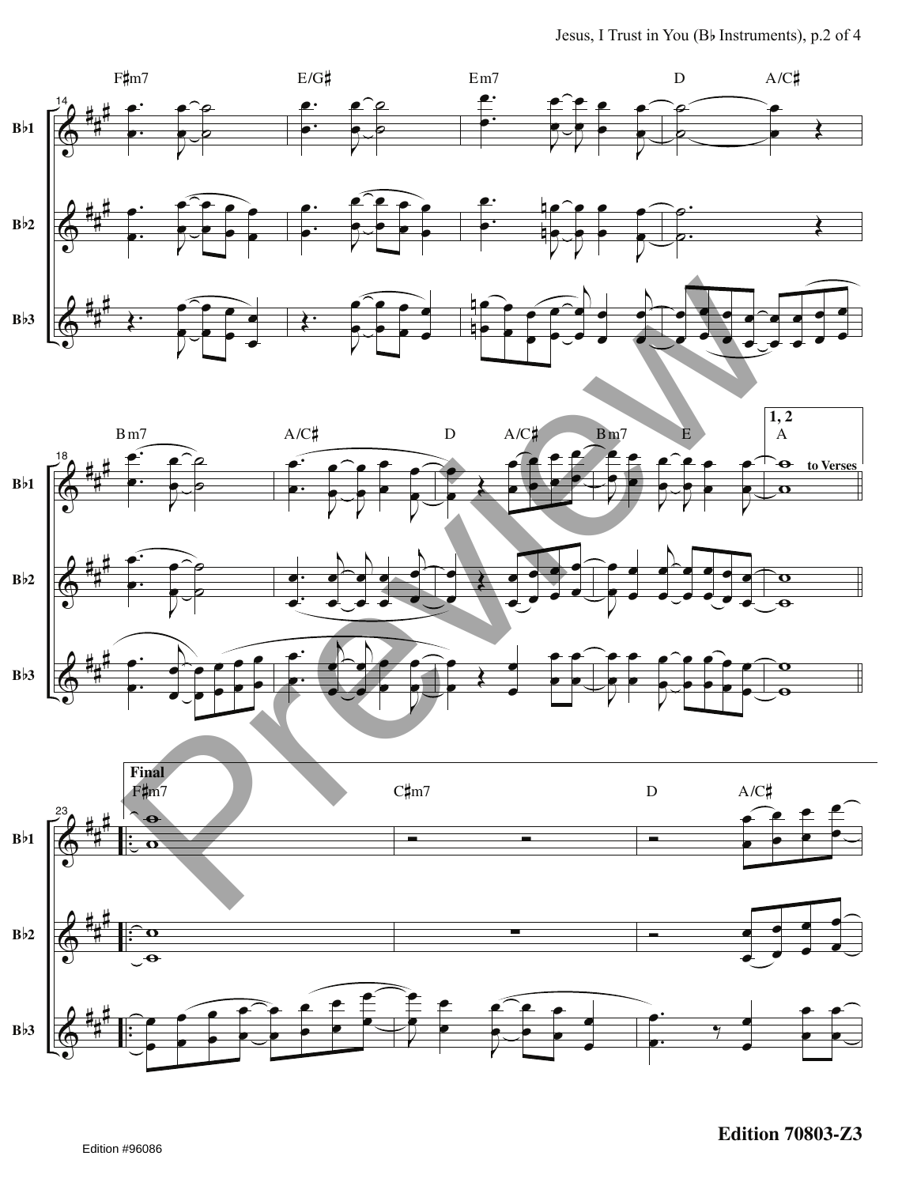F♯m7 E/G♯ Em7 D A/C♯

Bm7 A/C♯ D A/C♯ Bm7 E

**1, 2**

A

to Verses

**Final**

F♯m7 C♯m7 D A/C♯

Edition 70803-Z3

Edition #96086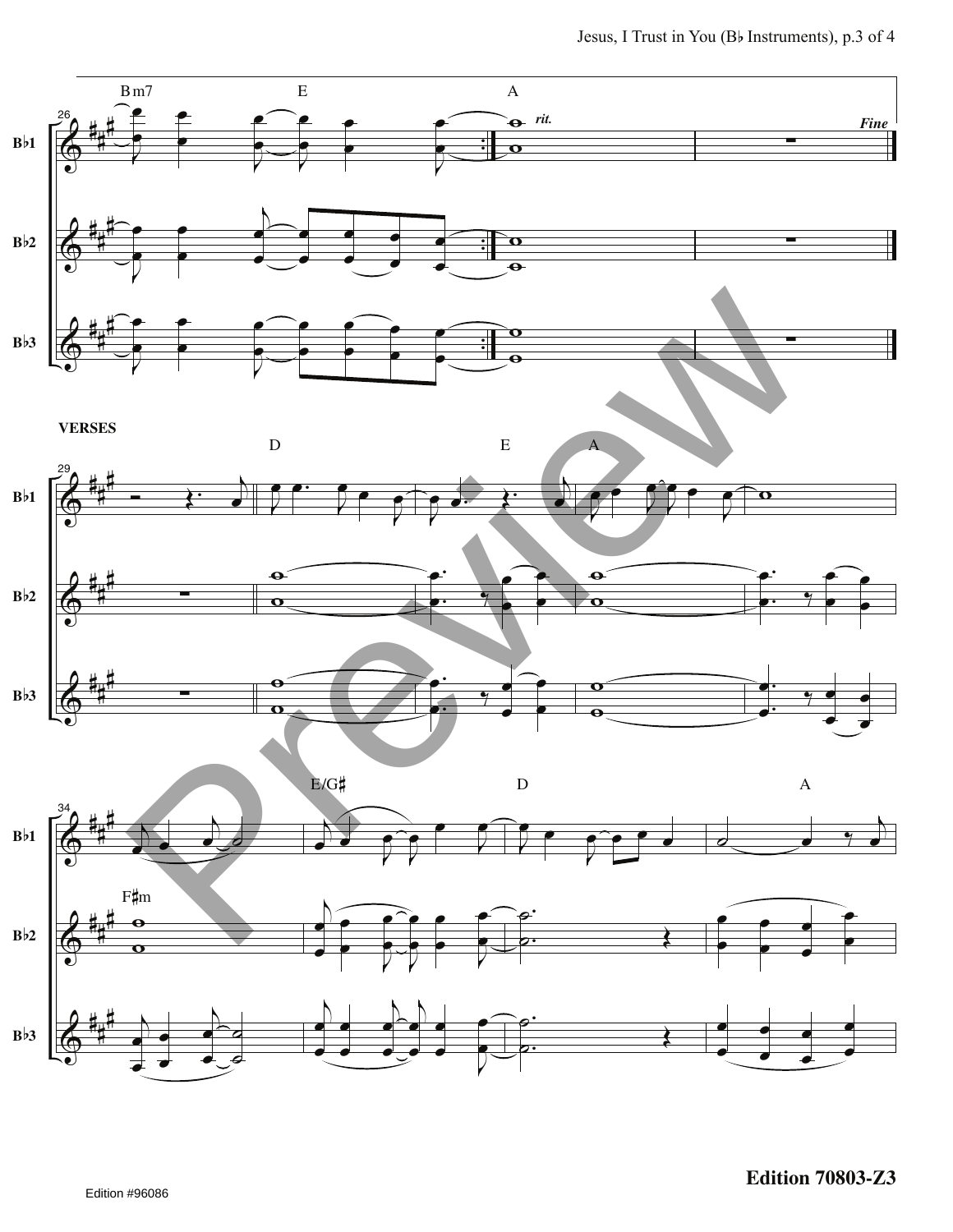VERSES

Bm7 E A

*rit.*

*Fine*

D E A

E/G♯ D A

F♯m

Edition 70803-Z3

Edition #96086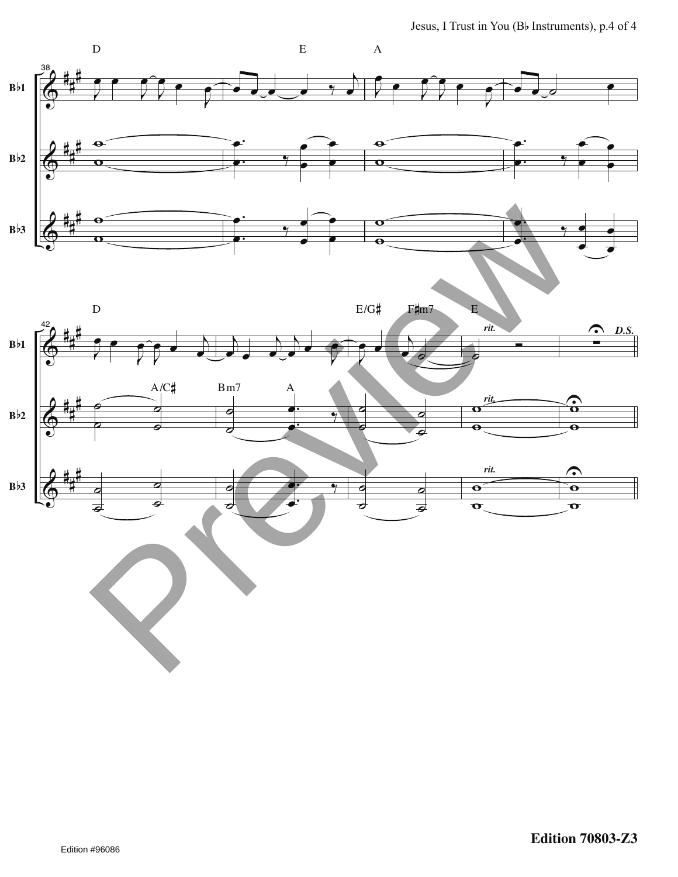D E A

38

B♭1

B♭2

B♭3

D E/G♯ F♯m7 E

A/C♯ Bm7 A

42

rit.

D.S.

Preview

Edition 70803-Z3

Edition #96086